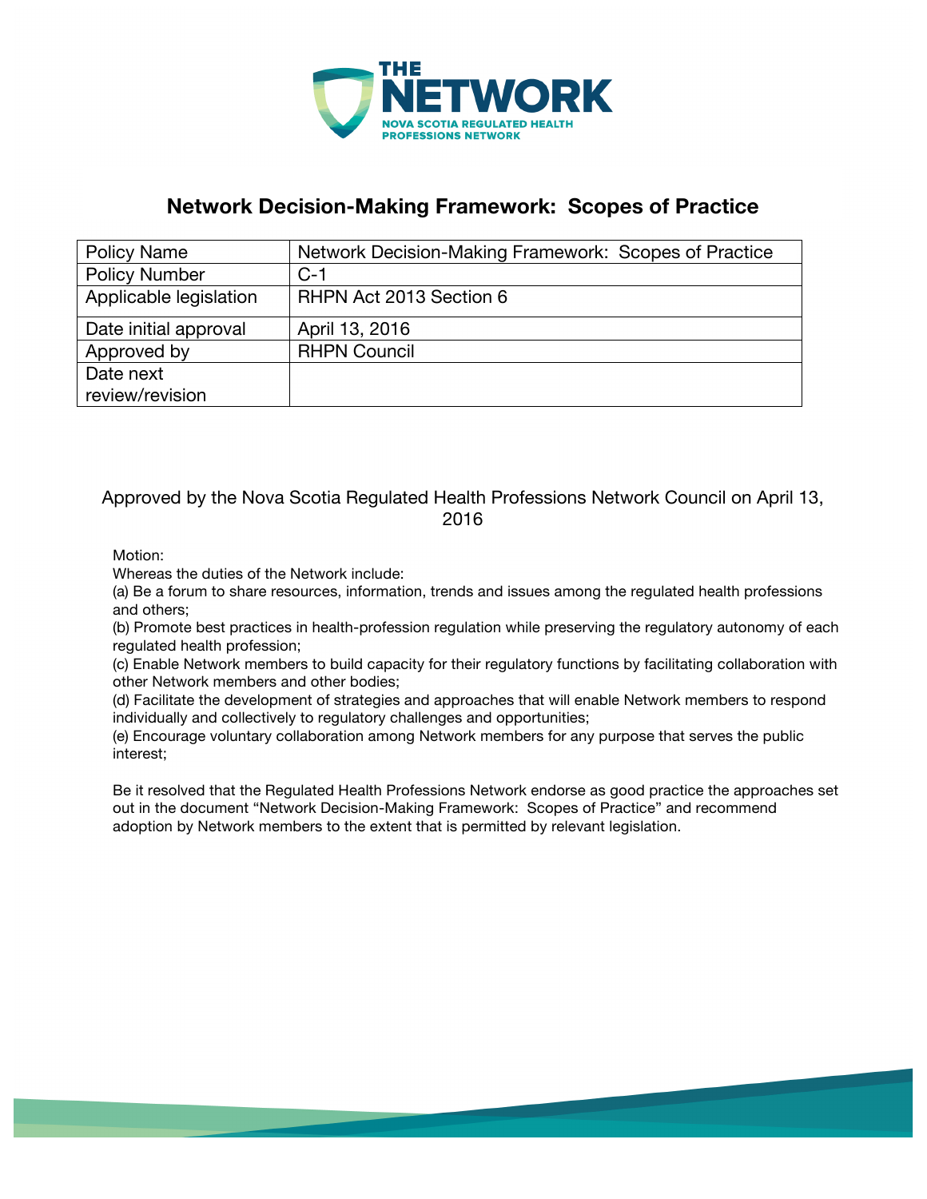THE NETWORK
NOVA SCOTIA REGULATED HEALTH PROFESSIONS NETWORK

# Network Decision-Making Framework: Scopes of Practice

| Policy Name | Network Decision-Making Framework: Scopes of Practice |
|---|---|
| Policy Number | C-1 |
| Applicable legislation | RHPN Act 2013 Section 6 |
| Date initial approval | April 13, 2016 |
| Approved by | RHPN Council |
| Date next review/revision | |

Approved by the Nova Scotia Regulated Health Professions Network Council on April 13, 2016

Motion:

Whereas the duties of the Network include:

(a) Be a forum to share resources, information, trends and issues among the regulated health professions and others;

(b) Promote best practices in health-profession regulation while preserving the regulatory autonomy of each regulated health profession;

(c) Enable Network members to build capacity for their regulatory functions by facilitating collaboration with other Network members and other bodies;

(d) Facilitate the development of strategies and approaches that will enable Network members to respond individually and collectively to regulatory challenges and opportunities;

(e) Encourage voluntary collaboration among Network members for any purpose that serves the public interest;

Be it resolved that the Regulated Health Professions Network endorse as good practice the approaches set out in the document "Network Decision-Making Framework: Scopes of Practice" and recommend adoption by Network members to the extent that is permitted by relevant legislation.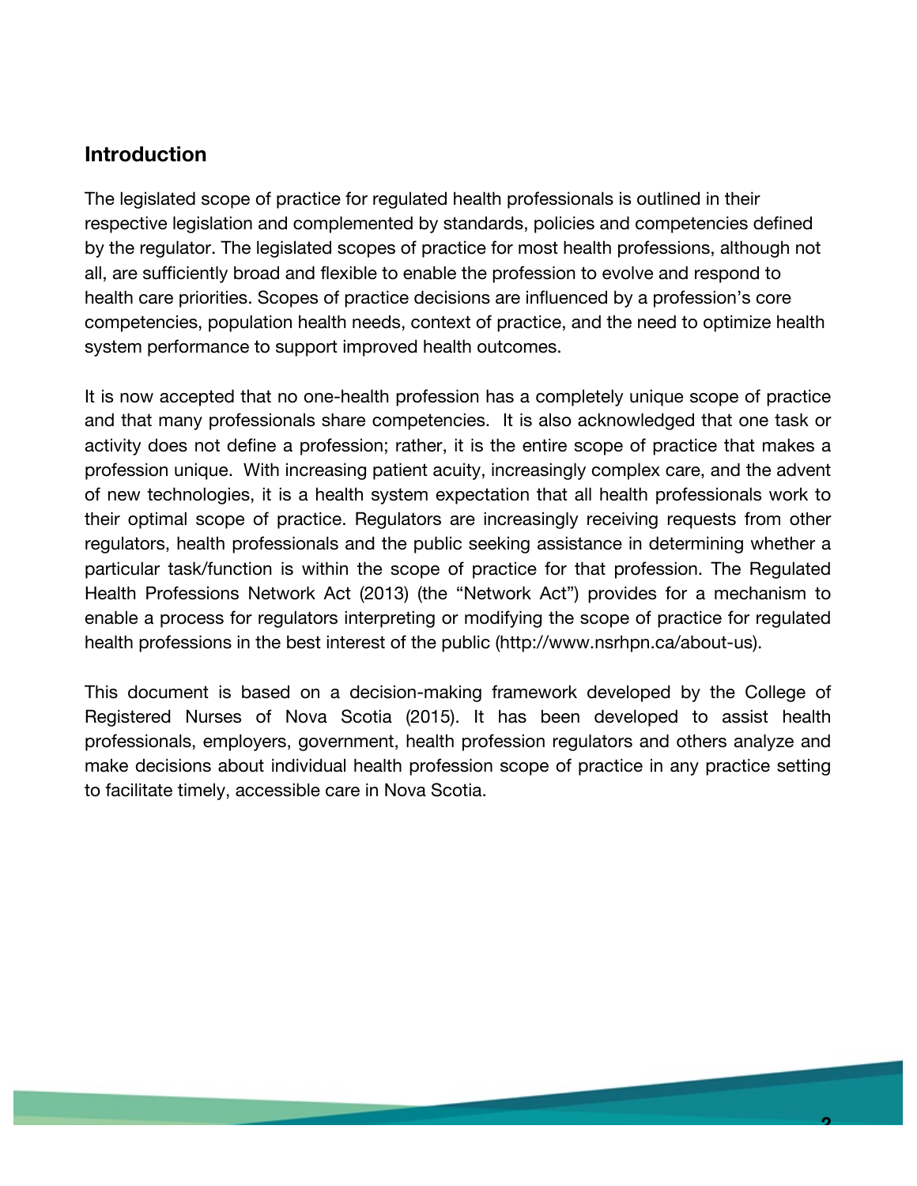## Introduction

The legislated scope of practice for regulated health professionals is outlined in their respective legislation and complemented by standards, policies and competencies defined by the regulator. The legislated scopes of practice for most health professions, although not all, are sufficiently broad and flexible to enable the profession to evolve and respond to health care priorities. Scopes of practice decisions are influenced by a profession's core competencies, population health needs, context of practice, and the need to optimize health system performance to support improved health outcomes.

It is now accepted that no one-health profession has a completely unique scope of practice and that many professionals share competencies. It is also acknowledged that one task or activity does not define a profession; rather, it is the entire scope of practice that makes a profession unique. With increasing patient acuity, increasingly complex care, and the advent of new technologies, it is a health system expectation that all health professionals work to their optimal scope of practice. Regulators are increasingly receiving requests from other regulators, health professionals and the public seeking assistance in determining whether a particular task/function is within the scope of practice for that profession. The Regulated Health Professions Network Act (2013) (the "Network Act") provides for a mechanism to enable a process for regulators interpreting or modifying the scope of practice for regulated health professions in the best interest of the public (http://www.nsrhpn.ca/about-us).

This document is based on a decision-making framework developed by the College of Registered Nurses of Nova Scotia (2015). It has been developed to assist health professionals, employers, government, health profession regulators and others analyze and make decisions about individual health profession scope of practice in any practice setting to facilitate timely, accessible care in Nova Scotia.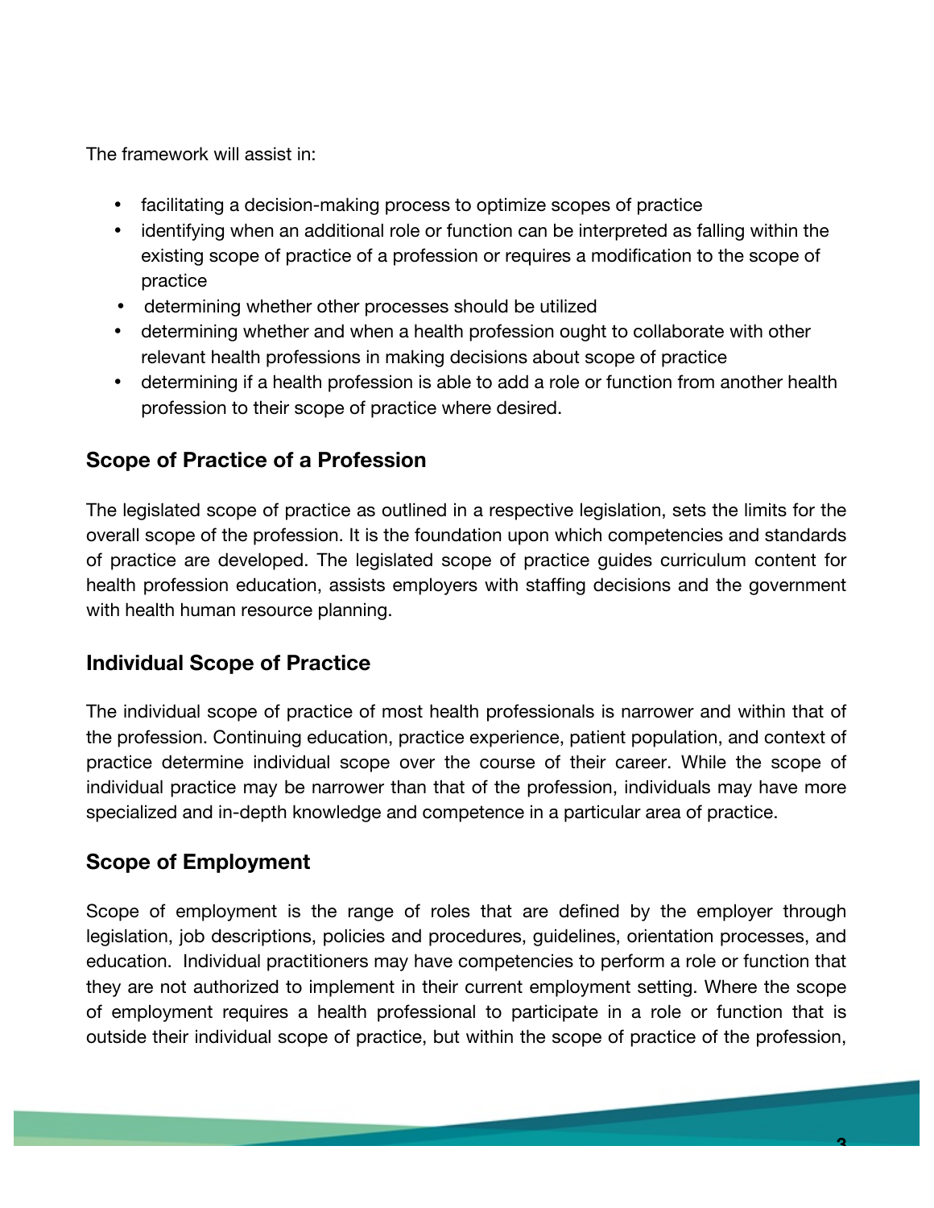The framework will assist in:

- facilitating a decision-making process to optimize scopes of practice
- identifying when an additional role or function can be interpreted as falling within the existing scope of practice of a profession or requires a modification to the scope of practice
- determining whether other processes should be utilized
- determining whether and when a health profession ought to collaborate with other relevant health professions in making decisions about scope of practice
- determining if a health profession is able to add a role or function from another health profession to their scope of practice where desired.

## Scope of Practice of a Profession

The legislated scope of practice as outlined in a respective legislation, sets the limits for the overall scope of the profession. It is the foundation upon which competencies and standards of practice are developed. The legislated scope of practice guides curriculum content for health profession education, assists employers with staffing decisions and the government with health human resource planning.

## Individual Scope of Practice

The individual scope of practice of most health professionals is narrower and within that of the profession. Continuing education, practice experience, patient population, and context of practice determine individual scope over the course of their career. While the scope of individual practice may be narrower than that of the profession, individuals may have more specialized and in-depth knowledge and competence in a particular area of practice.

## Scope of Employment

Scope of employment is the range of roles that are defined by the employer through legislation, job descriptions, policies and procedures, guidelines, orientation processes, and education. Individual practitioners may have competencies to perform a role or function that they are not authorized to implement in their current employment setting. Where the scope of employment requires a health professional to participate in a role or function that is outside their individual scope of practice, but within the scope of practice of the profession,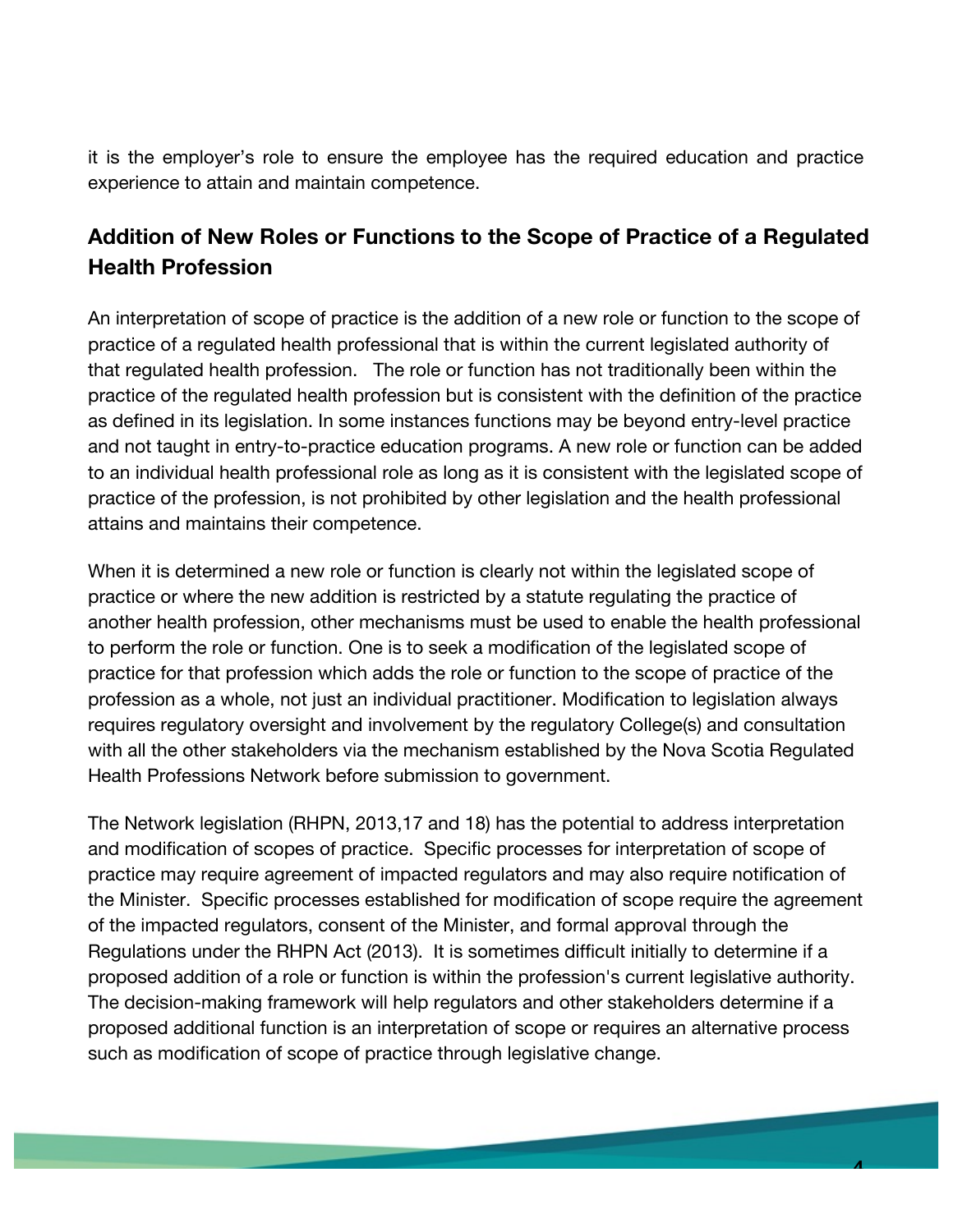it is the employer's role to ensure the employee has the required education and practice experience to attain and maintain competence.

## Addition of New Roles or Functions to the Scope of Practice of a Regulated Health Profession

An interpretation of scope of practice is the addition of a new role or function to the scope of practice of a regulated health professional that is within the current legislated authority of that regulated health profession. The role or function has not traditionally been within the practice of the regulated health profession but is consistent with the definition of the practice as defined in its legislation. In some instances functions may be beyond entry-level practice and not taught in entry-to-practice education programs. A new role or function can be added to an individual health professional role as long as it is consistent with the legislated scope of practice of the profession, is not prohibited by other legislation and the health professional attains and maintains their competence.

When it is determined a new role or function is clearly not within the legislated scope of practice or where the new addition is restricted by a statute regulating the practice of another health profession, other mechanisms must be used to enable the health professional to perform the role or function. One is to seek a modification of the legislated scope of practice for that profession which adds the role or function to the scope of practice of the profession as a whole, not just an individual practitioner. Modification to legislation always requires regulatory oversight and involvement by the regulatory College(s) and consultation with all the other stakeholders via the mechanism established by the Nova Scotia Regulated Health Professions Network before submission to government.

The Network legislation (RHPN, 2013,17 and 18) has the potential to address interpretation and modification of scopes of practice. Specific processes for interpretation of scope of practice may require agreement of impacted regulators and may also require notification of the Minister. Specific processes established for modification of scope require the agreement of the impacted regulators, consent of the Minister, and formal approval through the Regulations under the RHPN Act (2013). It is sometimes difficult initially to determine if a proposed addition of a role or function is within the profession's current legislative authority. The decision-making framework will help regulators and other stakeholders determine if a proposed additional function is an interpretation of scope or requires an alternative process such as modification of scope of practice through legislative change.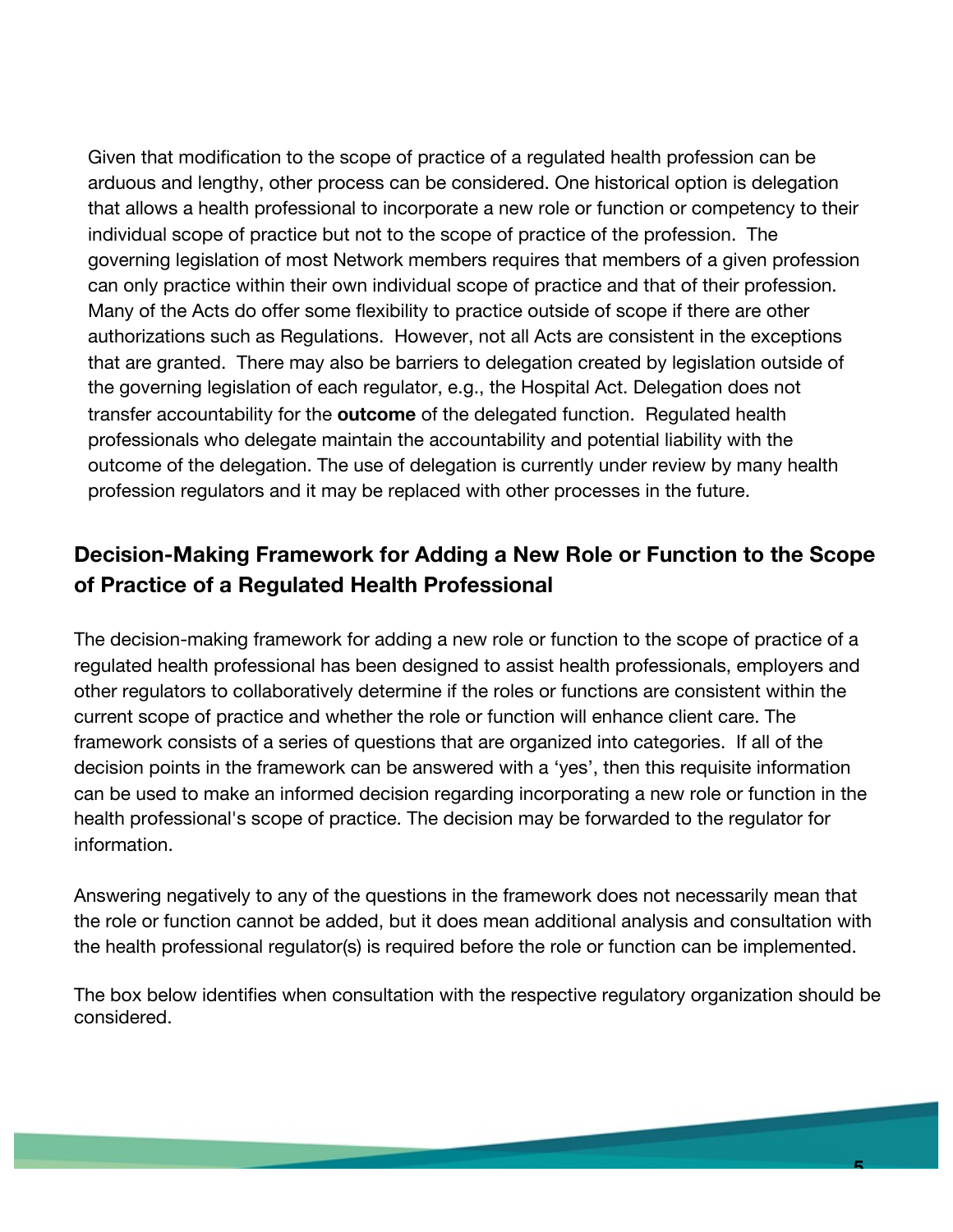Given that modification to the scope of practice of a regulated health profession can be arduous and lengthy, other process can be considered. One historical option is delegation that allows a health professional to incorporate a new role or function or competency to their individual scope of practice but not to the scope of practice of the profession. The governing legislation of most Network members requires that members of a given profession can only practice within their own individual scope of practice and that of their profession. Many of the Acts do offer some flexibility to practice outside of scope if there are other authorizations such as Regulations. However, not all Acts are consistent in the exceptions that are granted. There may also be barriers to delegation created by legislation outside of the governing legislation of each regulator, e.g., the Hospital Act. Delegation does not transfer accountability for the **outcome** of the delegated function. Regulated health professionals who delegate maintain the accountability and potential liability with the outcome of the delegation. The use of delegation is currently under review by many health profession regulators and it may be replaced with other processes in the future.

## Decision-Making Framework for Adding a New Role or Function to the Scope of Practice of a Regulated Health Professional

The decision-making framework for adding a new role or function to the scope of practice of a regulated health professional has been designed to assist health professionals, employers and other regulators to collaboratively determine if the roles or functions are consistent within the current scope of practice and whether the role or function will enhance client care. The framework consists of a series of questions that are organized into categories. If all of the decision points in the framework can be answered with a 'yes', then this requisite information can be used to make an informed decision regarding incorporating a new role or function in the health professional's scope of practice. The decision may be forwarded to the regulator for information.

Answering negatively to any of the questions in the framework does not necessarily mean that the role or function cannot be added, but it does mean additional analysis and consultation with the health professional regulator(s) is required before the role or function can be implemented.

The box below identifies when consultation with the respective regulatory organization should be considered.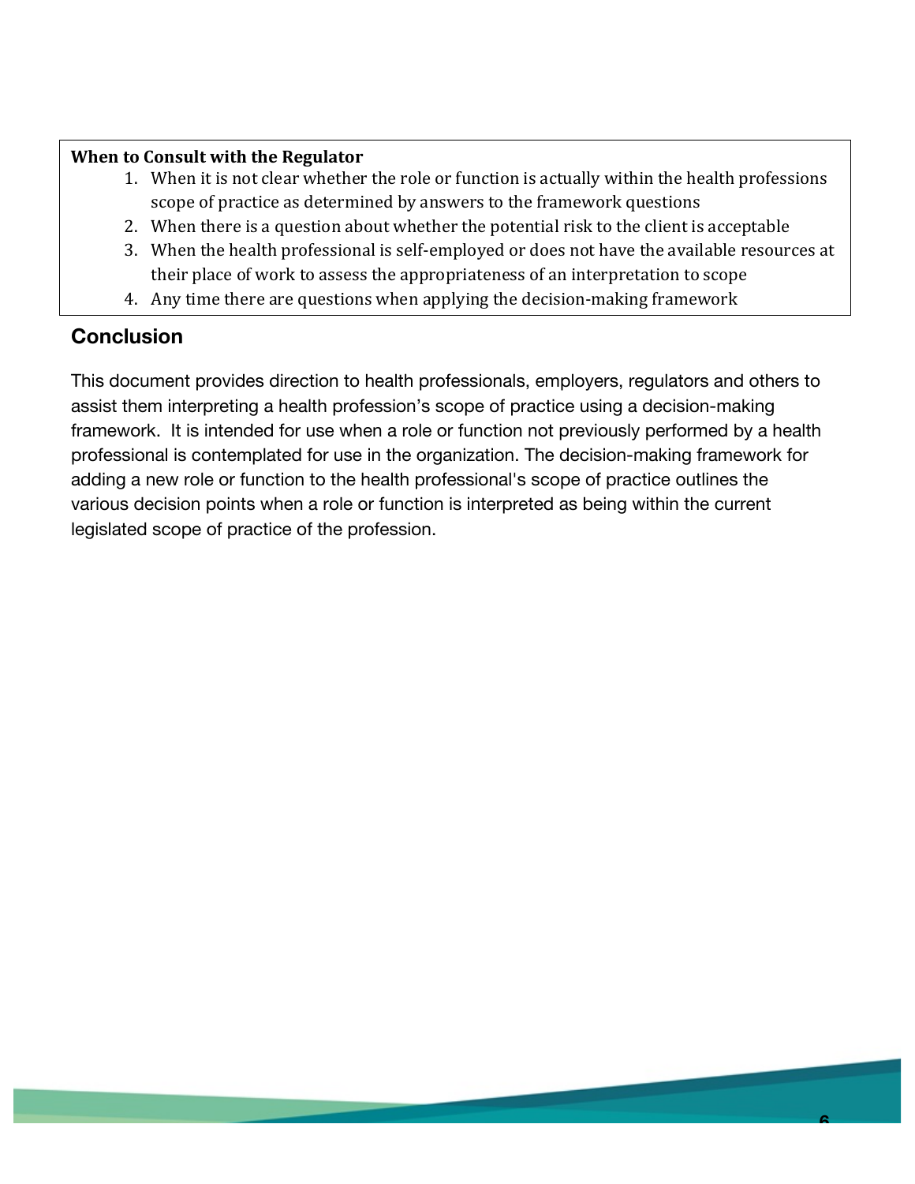**When to Consult with the Regulator**

1. When it is not clear whether the role or function is actually within the health professions scope of practice as determined by answers to the framework questions
2. When there is a question about whether the potential risk to the client is acceptable
3. When the health professional is self-employed or does not have the available resources at their place of work to assess the appropriateness of an interpretation to scope
4. Any time there are questions when applying the decision-making framework

## Conclusion

This document provides direction to health professionals, employers, regulators and others to assist them interpreting a health profession's scope of practice using a decision-making framework. It is intended for use when a role or function not previously performed by a health professional is contemplated for use in the organization. The decision-making framework for adding a new role or function to the health professional's scope of practice outlines the various decision points when a role or function is interpreted as being within the current legislated scope of practice of the profession.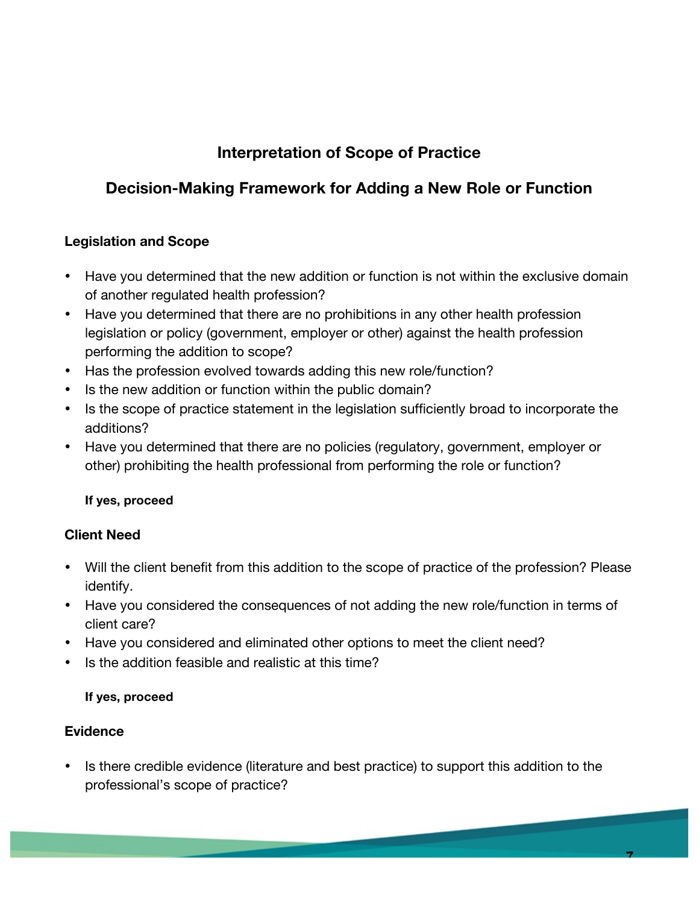## Interpretation of Scope of Practice

## Decision-Making Framework for Adding a New Role or Function

**Legislation and Scope**

- Have you determined that the new addition or function is not within the exclusive domain of another regulated health profession?
- Have you determined that there are no prohibitions in any other health profession legislation or policy (government, employer or other) against the health profession performing the addition to scope?
- Has the profession evolved towards adding this new role/function?
- Is the new addition or function within the public domain?
- Is the scope of practice statement in the legislation sufficiently broad to incorporate the additions?
- Have you determined that there are no policies (regulatory, government, employer or other) prohibiting the health professional from performing the role or function?

**If yes, proceed**

**Client Need**

- Will the client benefit from this addition to the scope of practice of the profession? Please identify.
- Have you considered the consequences of not adding the new role/function in terms of client care?
- Have you considered and eliminated other options to meet the client need?
- Is the addition feasible and realistic at this time?

**If yes, proceed**

**Evidence**

- Is there credible evidence (literature and best practice) to support this addition to the professional's scope of practice?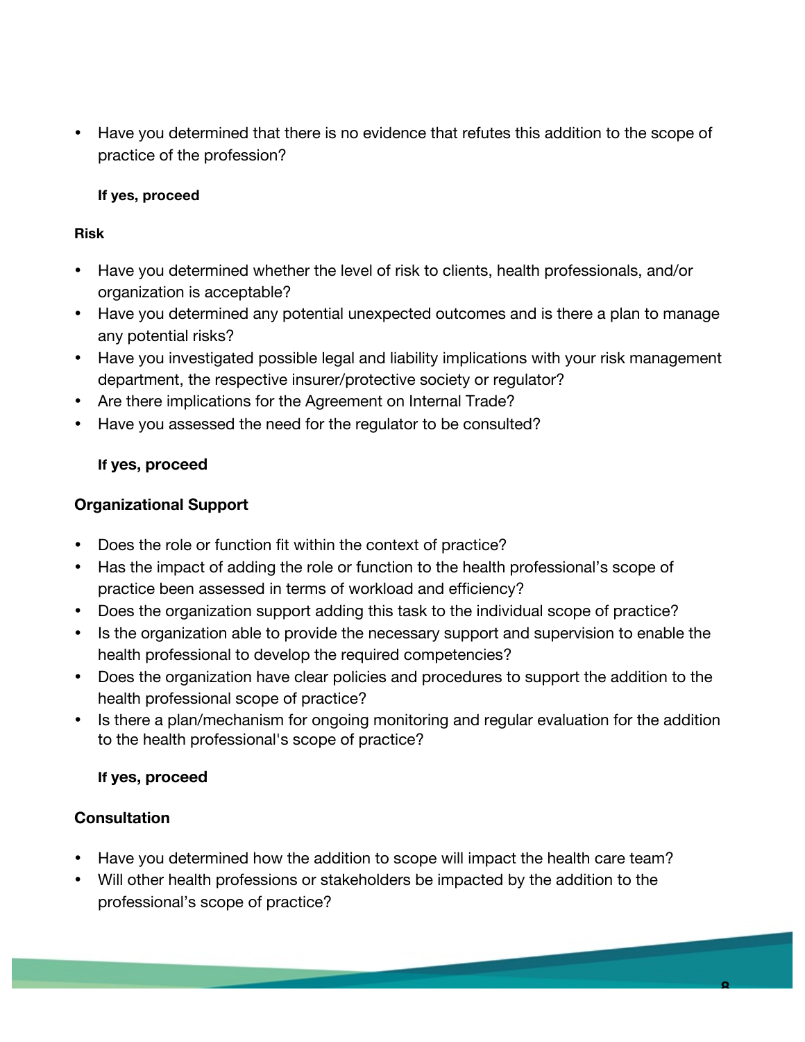- Have you determined that there is no evidence that refutes this addition to the scope of practice of the profession?

**If yes, proceed**

**Risk**

- Have you determined whether the level of risk to clients, health professionals, and/or organization is acceptable?
- Have you determined any potential unexpected outcomes and is there a plan to manage any potential risks?
- Have you investigated possible legal and liability implications with your risk management department, the respective insurer/protective society or regulator?
- Are there implications for the Agreement on Internal Trade?
- Have you assessed the need for the regulator to be consulted?

**If yes, proceed**

**Organizational Support**

- Does the role or function fit within the context of practice?
- Has the impact of adding the role or function to the health professional's scope of practice been assessed in terms of workload and efficiency?
- Does the organization support adding this task to the individual scope of practice?
- Is the organization able to provide the necessary support and supervision to enable the health professional to develop the required competencies?
- Does the organization have clear policies and procedures to support the addition to the health professional scope of practice?
- Is there a plan/mechanism for ongoing monitoring and regular evaluation for the addition to the health professional's scope of practice?

**If yes, proceed**

**Consultation**

- Have you determined how the addition to scope will impact the health care team?
- Will other health professions or stakeholders be impacted by the addition to the professional's scope of practice?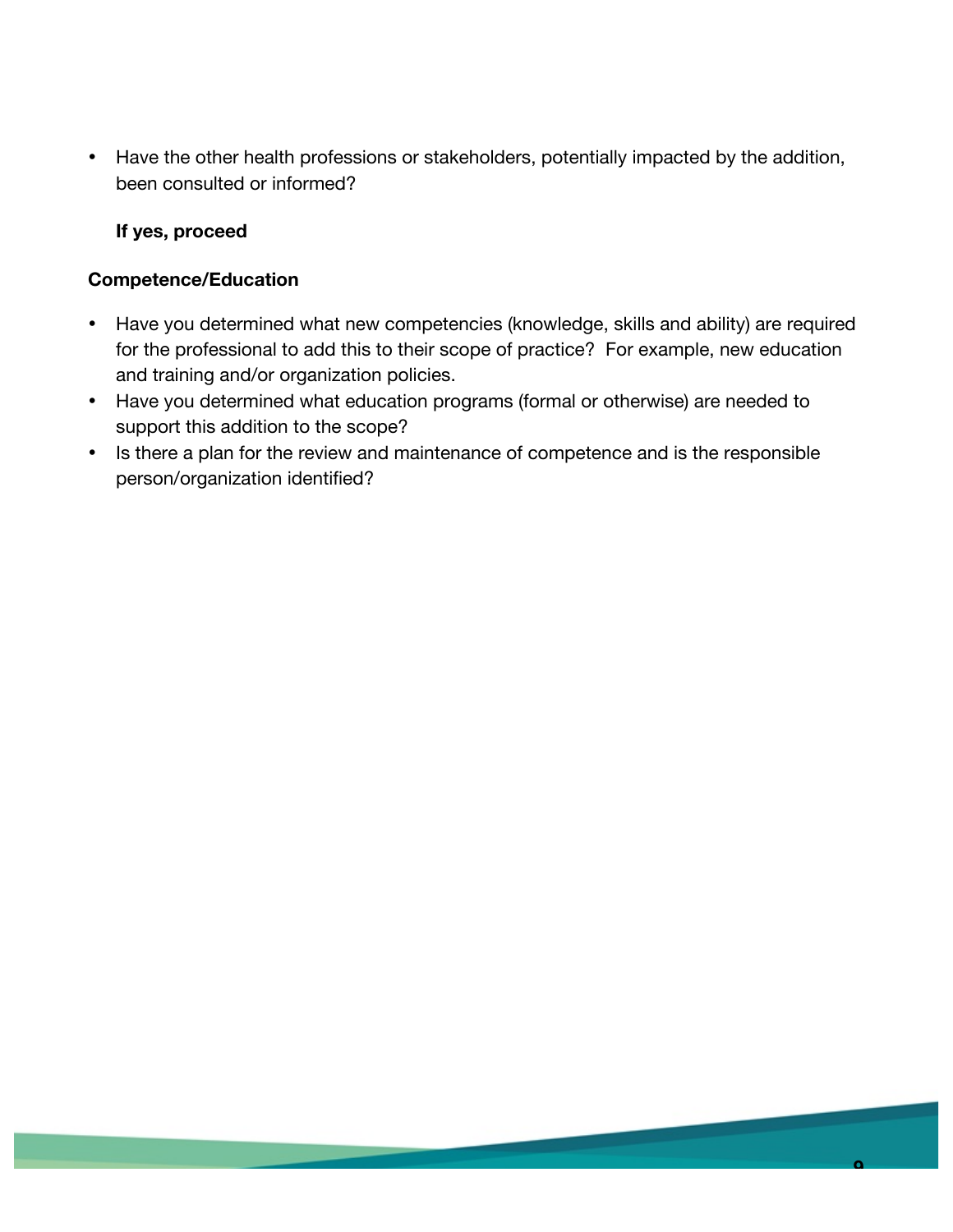- Have the other health professions or stakeholders, potentially impacted by the addition, been consulted or informed?

  **If yes, proceed**

**Competence/Education**

- Have you determined what new competencies (knowledge, skills and ability) are required for the professional to add this to their scope of practice? For example, new education and training and/or organization policies.
- Have you determined what education programs (formal or otherwise) are needed to support this addition to the scope?
- Is there a plan for the review and maintenance of competence and is the responsible person/organization identified?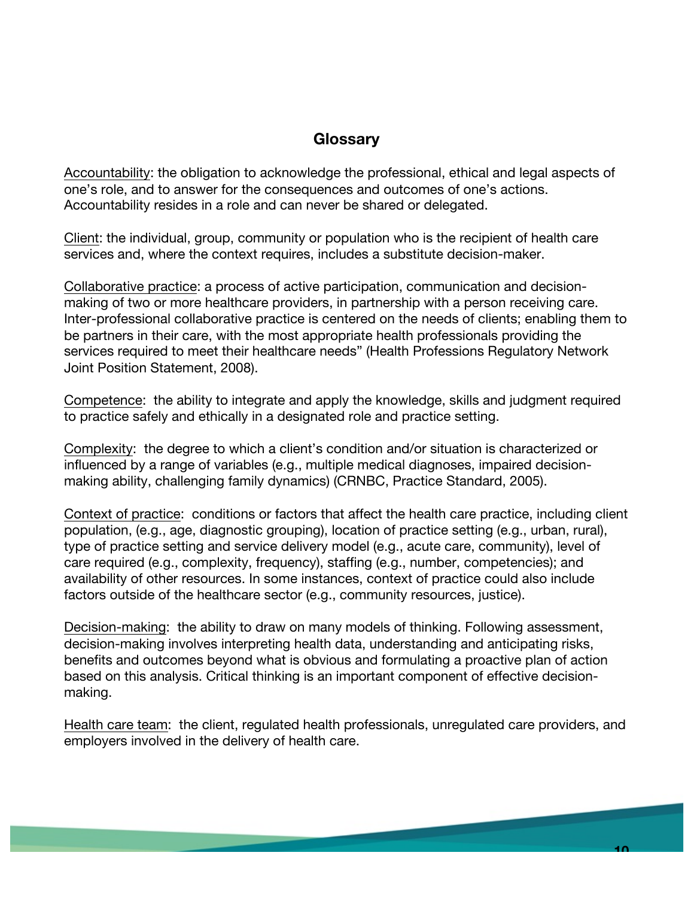## Glossary

Accountability: the obligation to acknowledge the professional, ethical and legal aspects of one's role, and to answer for the consequences and outcomes of one's actions. Accountability resides in a role and can never be shared or delegated.

Client: the individual, group, community or population who is the recipient of health care services and, where the context requires, includes a substitute decision-maker.

Collaborative practice: a process of active participation, communication and decision-making of two or more healthcare providers, in partnership with a person receiving care. Inter-professional collaborative practice is centered on the needs of clients; enabling them to be partners in their care, with the most appropriate health professionals providing the services required to meet their healthcare needs" (Health Professions Regulatory Network Joint Position Statement, 2008).

Competence: the ability to integrate and apply the knowledge, skills and judgment required to practice safely and ethically in a designated role and practice setting.

Complexity: the degree to which a client's condition and/or situation is characterized or influenced by a range of variables (e.g., multiple medical diagnoses, impaired decision-making ability, challenging family dynamics) (CRNBC, Practice Standard, 2005).

Context of practice: conditions or factors that affect the health care practice, including client population, (e.g., age, diagnostic grouping), location of practice setting (e.g., urban, rural), type of practice setting and service delivery model (e.g., acute care, community), level of care required (e.g., complexity, frequency), staffing (e.g., number, competencies); and availability of other resources. In some instances, context of practice could also include factors outside of the healthcare sector (e.g., community resources, justice).

Decision-making: the ability to draw on many models of thinking. Following assessment, decision-making involves interpreting health data, understanding and anticipating risks, benefits and outcomes beyond what is obvious and formulating a proactive plan of action based on this analysis. Critical thinking is an important component of effective decision-making.

Health care team: the client, regulated health professionals, unregulated care providers, and employers involved in the delivery of health care.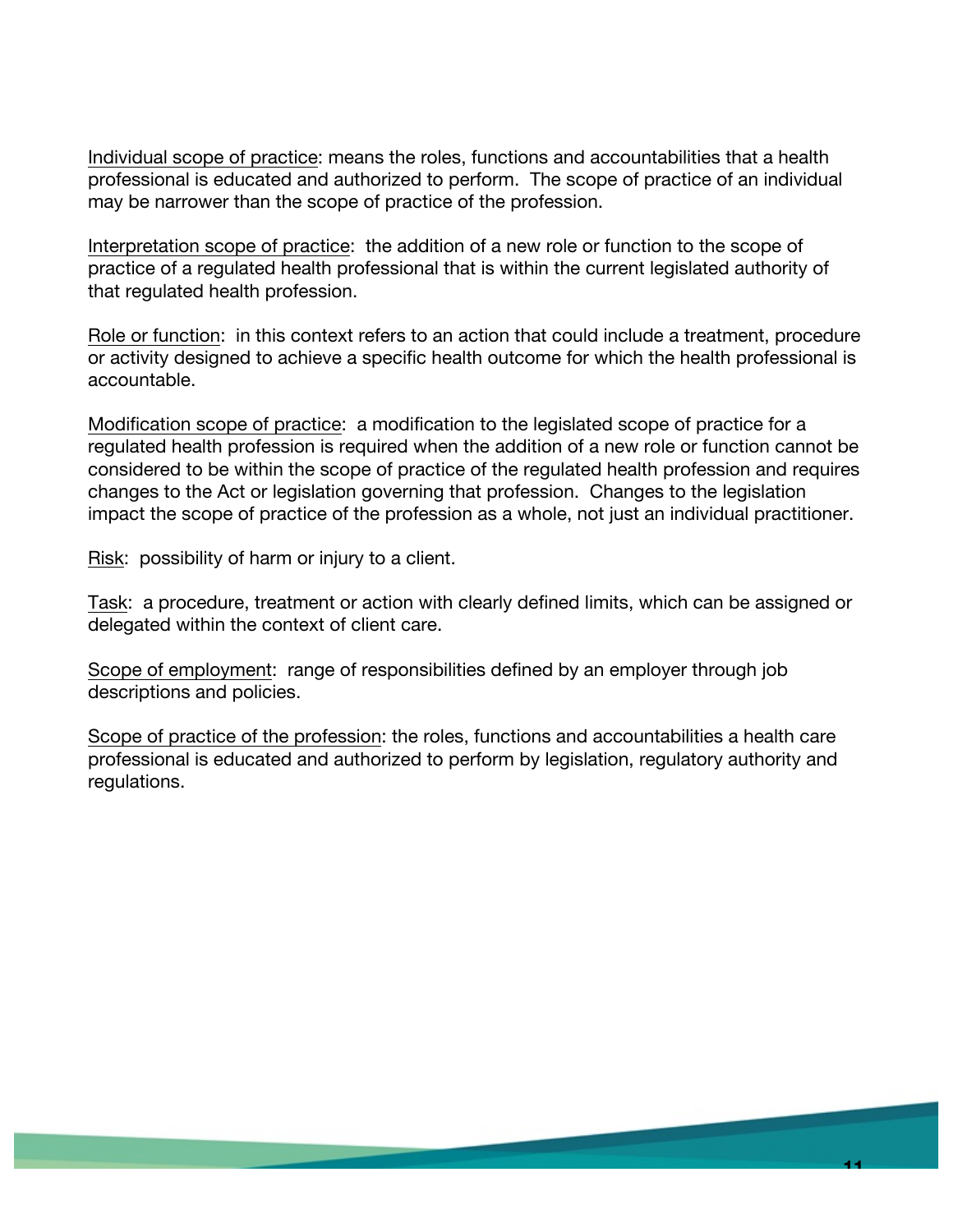Individual scope of practice: means the roles, functions and accountabilities that a health professional is educated and authorized to perform. The scope of practice of an individual may be narrower than the scope of practice of the profession.

Interpretation scope of practice: the addition of a new role or function to the scope of practice of a regulated health professional that is within the current legislated authority of that regulated health profession.

Role or function: in this context refers to an action that could include a treatment, procedure or activity designed to achieve a specific health outcome for which the health professional is accountable.

Modification scope of practice: a modification to the legislated scope of practice for a regulated health profession is required when the addition of a new role or function cannot be considered to be within the scope of practice of the regulated health profession and requires changes to the Act or legislation governing that profession. Changes to the legislation impact the scope of practice of the profession as a whole, not just an individual practitioner.

Risk: possibility of harm or injury to a client.

Task: a procedure, treatment or action with clearly defined limits, which can be assigned or delegated within the context of client care.

Scope of employment: range of responsibilities defined by an employer through job descriptions and policies.

Scope of practice of the profession: the roles, functions and accountabilities a health care professional is educated and authorized to perform by legislation, regulatory authority and regulations.